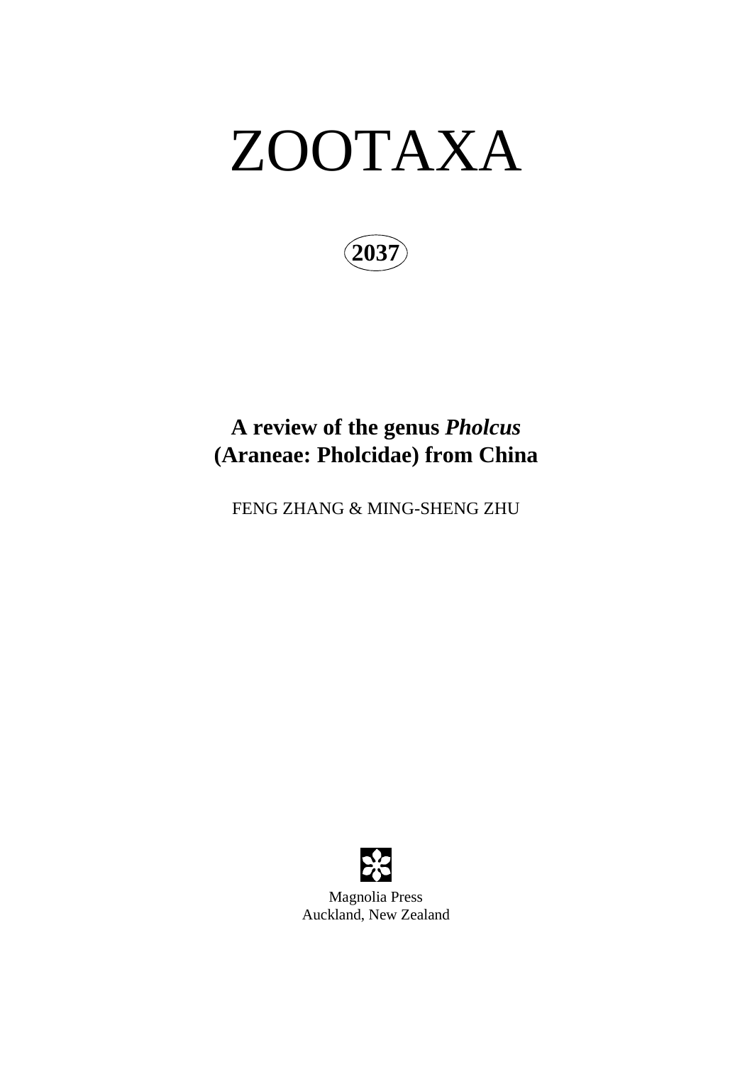# ZOOTAXA

**2037**

## A review of the genus *Pholcus* (Araneae: Pholcidae) from China

FENG ZHANG & MING-SHENG ZHU

Magnolia Press
Auckland, New Zealand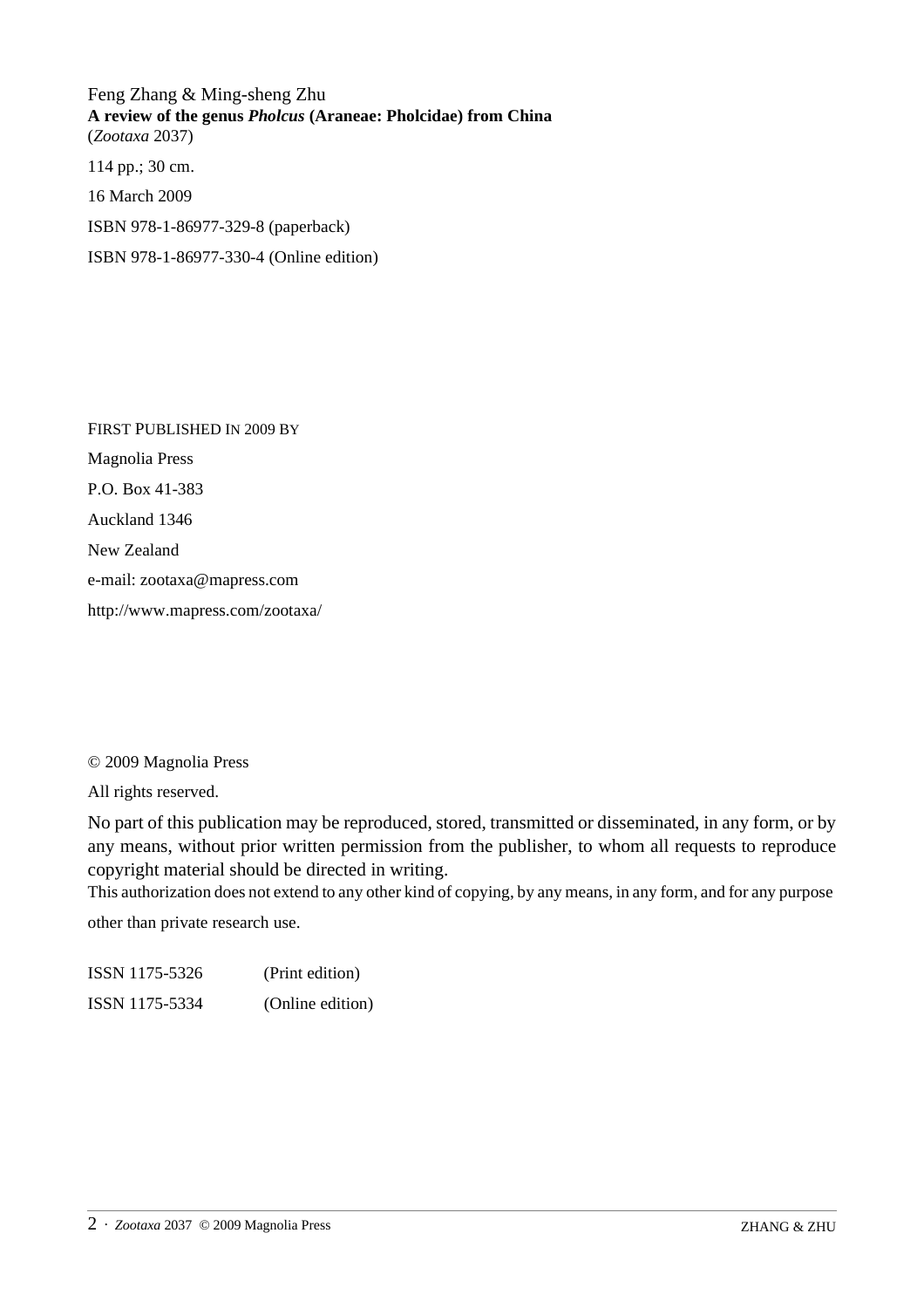Feng Zhang & Ming-sheng Zhu

**A review of the genus *Pholcus* (Araneae: Pholcidae) from China**

(*Zootaxa* 2037)

114 pp.; 30 cm.

16 March 2009

ISBN 978-1-86977-329-8 (paperback)

ISBN 978-1-86977-330-4 (Online edition)

FIRST PUBLISHED IN 2009 BY

Magnolia Press

P.O. Box 41-383

Auckland 1346

New Zealand

e-mail: zootaxa@mapress.com

http://www.mapress.com/zootaxa/

© 2009 Magnolia Press

All rights reserved.

No part of this publication may be reproduced, stored, transmitted or disseminated, in any form, or by any means, without prior written permission from the publisher, to whom all requests to reproduce copyright material should be directed in writing.

This authorization does not extend to any other kind of copying, by any means, in any form, and for any purpose other than private research use.

ISSN 1175-5326 (Print edition)

ISSN 1175-5334 (Online edition)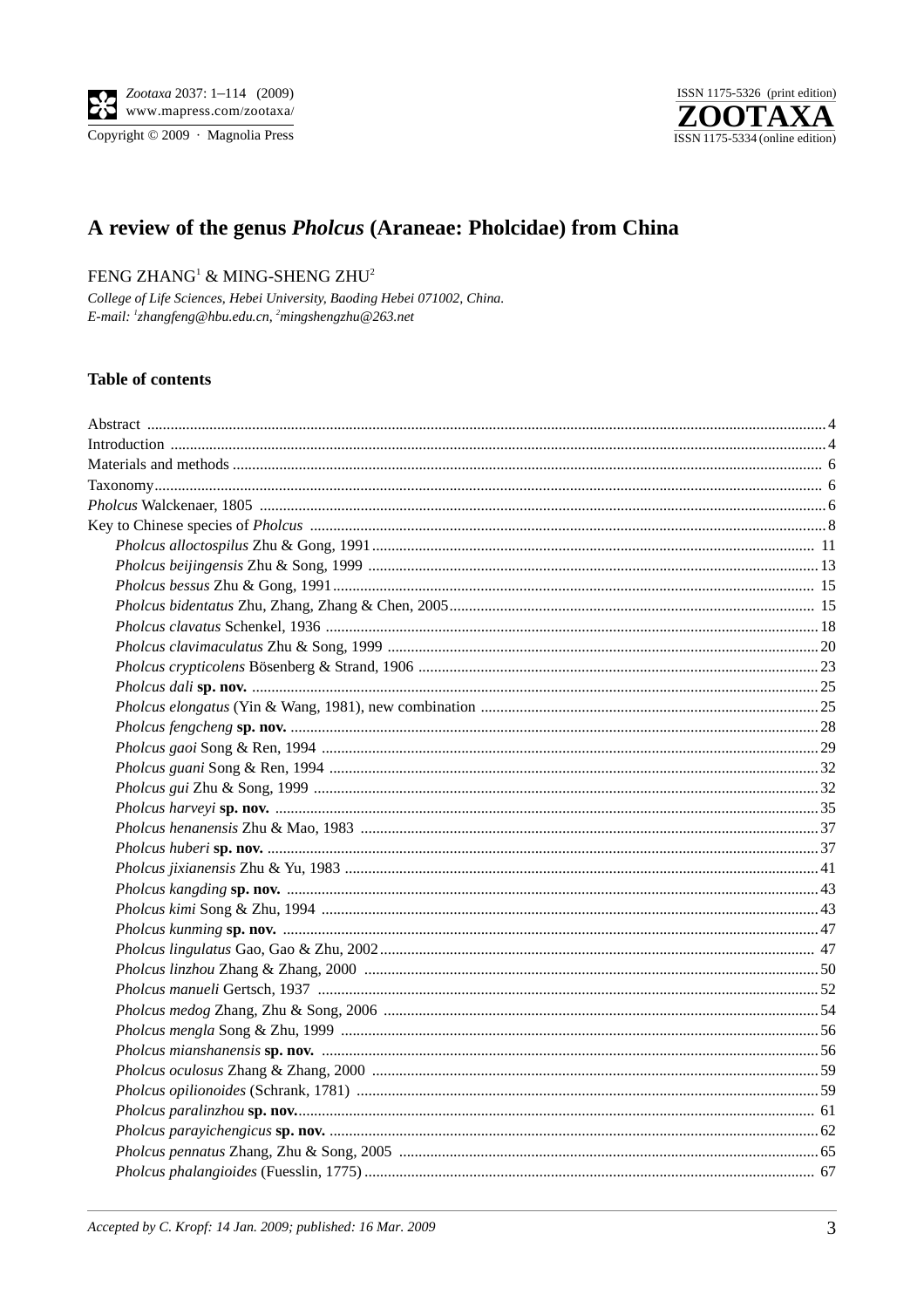# A review of the genus *Pholcus* (Araneae: Pholcidae) from China

FENG ZHANG[1] & MING-SHENG ZHU[2]

*College of Life Sciences, Hebei University, Baoding Hebei 071002, China.*
*E-mail: [1]zhangfeng@hbu.edu.cn, [2]mingshengzhu@263.net*

## Table of contents

Abstract .... 4
Introduction .... 4
Materials and methods .... 6
Taxonomy .... 6
*Pholcus* Walckenaer, 1805 .... 6
Key to Chinese species of *Pholcus* .... 8

- *Pholcus alloctospilus* Zhu & Gong, 1991 .... 11
- *Pholcus beijingensis* Zhu & Song, 1999 .... 13
- *Pholcus bessus* Zhu & Gong, 1991 .... 15
- *Pholcus bidentatus* Zhu, Zhang, Zhang & Chen, 2005 .... 15
- *Pholcus clavatus* Schenkel, 1936 .... 18
- *Pholcus clavimaculatus* Zhu & Song, 1999 .... 20
- *Pholcus crypticolens* Bösenberg & Strand, 1906 .... 23
- *Pholcus dali* **sp. nov.** .... 25
- *Pholcus elongatus* (Yin & Wang, 1981), new combination .... 25
- *Pholcus fengcheng* **sp. nov.** .... 28
- *Pholcus gaoi* Song & Ren, 1994 .... 29
- *Pholcus guani* Song & Ren, 1994 .... 32
- *Pholcus gui* Zhu & Song, 1999 .... 32
- *Pholcus harveyi* **sp. nov.** .... 35
- *Pholcus henanensis* Zhu & Mao, 1983 .... 37
- *Pholcus huberi* **sp. nov.** .... 37
- *Pholcus jixianensis* Zhu & Yu, 1983 .... 41
- *Pholcus kangding* **sp. nov.** .... 43
- *Pholcus kimi* Song & Zhu, 1994 .... 43
- *Pholcus kunming* **sp. nov.** .... 47
- *Pholcus lingulatus* Gao, Gao & Zhu, 2002 .... 47
- *Pholcus linzhou* Zhang & Zhang, 2000 .... 50
- *Pholcus manueli* Gertsch, 1937 .... 52
- *Pholcus medog* Zhang, Zhu & Song, 2006 .... 54
- *Pholcus mengla* Song & Zhu, 1999 .... 56
- *Pholcus mianshanensis* **sp. nov.** .... 56
- *Pholcus oculosus* Zhang & Zhang, 2000 .... 59
- *Pholcus opilionoides* (Schrank, 1781) .... 59
- *Pholcus paralinzhou* **sp. nov.** .... 61
- *Pholcus parayichengicus* **sp. nov.** .... 62
- *Pholcus pennatus* Zhang, Zhu & Song, 2005 .... 65
- *Pholcus phalangioides* (Fuesslin, 1775) .... 67

*Accepted by C. Kropf: 14 Jan. 2009; published: 16 Mar. 2009*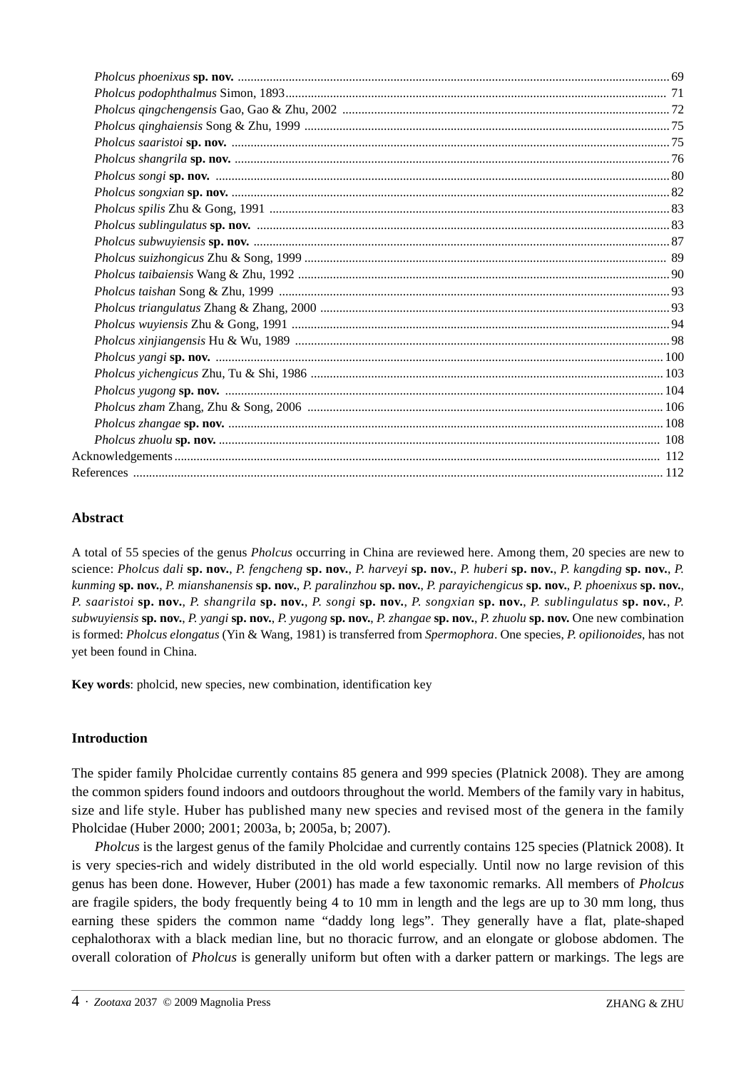*Pholcus phoenixus* **sp. nov.** .......... 69
*Pholcus podophthalmus* Simon, 1893.......... 71
*Pholcus qingchengensis* Gao, Gao & Zhu, 2002 .......... 72
*Pholcus qinghaiensis* Song & Zhu, 1999 .......... 75
*Pholcus saaristoi* **sp. nov.** .......... 75
*Pholcus shangrila* **sp. nov.** .......... 76
*Pholcus songi* **sp. nov.** .......... 80
*Pholcus songxian* **sp. nov.** .......... 82
*Pholcus spilis* Zhu & Gong, 1991 .......... 83
*Pholcus sublingulatus* **sp. nov.** .......... 83
*Pholcus subwuyiensis* **sp. nov.** .......... 87
*Pholcus suizhongicus* Zhu & Song, 1999 .......... 89
*Pholcus taibaiensis* Wang & Zhu, 1992 .......... 90
*Pholcus taishan* Song & Zhu, 1999 .......... 93
*Pholcus triangulatus* Zhang & Zhang, 2000 .......... 93
*Pholcus wuyiensis* Zhu & Gong, 1991 .......... 94
*Pholcus xinjiangensis* Hu & Wu, 1989 .......... 98
*Pholcus yangi* **sp. nov.** .......... 100
*Pholcus yichengicus* Zhu, Tu & Shi, 1986 .......... 103
*Pholcus yugong* **sp. nov.** .......... 104
*Pholcus zham* Zhang, Zhu & Song, 2006 .......... 106
*Pholcus zhangae* **sp. nov.** .......... 108
*Pholcus zhuolu* **sp. nov.** .......... 108
Acknowledgements.......... 112
References .......... 112

## Abstract

A total of 55 species of the genus *Pholcus* occurring in China are reviewed here. Among them, 20 species are new to science: *Pholcus dali* **sp. nov.**, *P. fengcheng* **sp. nov.**, *P. harveyi* **sp. nov.**, *P. huberi* **sp. nov.**, *P. kangding* **sp. nov.**, *P. kunming* **sp. nov.**, *P. mianshanensis* **sp. nov.**, *P. paralinzhou* **sp. nov.**, *P. parayichengicus* **sp. nov.**, *P. phoenixus* **sp. nov.**, *P. saaristoi* **sp. nov.**, *P. shangrila* **sp. nov.**, *P. songi* **sp. nov.**, *P. songxian* **sp. nov.**, *P. sublingulatus* **sp. nov.**, *P. subwuyiensis* **sp. nov.**, *P. yangi* **sp. nov.**, *P. yugong* **sp. nov.**, *P. zhangae* **sp. nov.**, *P. zhuolu* **sp. nov.** One new combination is formed: *Pholcus elongatus* (Yin & Wang, 1981) is transferred from *Spermophora*. One species, *P. opilionoides*, has not yet been found in China.

**Key words**: pholcid, new species, new combination, identification key

## Introduction

The spider family Pholcidae currently contains 85 genera and 999 species (Platnick 2008). They are among the common spiders found indoors and outdoors throughout the world. Members of the family vary in habitus, size and life style. Huber has published many new species and revised most of the genera in the family Pholcidae (Huber 2000; 2001; 2003a, b; 2005a, b; 2007).

*Pholcus* is the largest genus of the family Pholcidae and currently contains 125 species (Platnick 2008). It is very species-rich and widely distributed in the old world especially. Until now no large revision of this genus has been done. However, Huber (2001) has made a few taxonomic remarks. All members of *Pholcus* are fragile spiders, the body frequently being 4 to 10 mm in length and the legs are up to 30 mm long, thus earning these spiders the common name "daddy long legs". They generally have a flat, plate-shaped cephalothorax with a black median line, but no thoracic furrow, and an elongate or globose abdomen. The overall coloration of *Pholcus* is generally uniform but often with a darker pattern or markings. The legs are